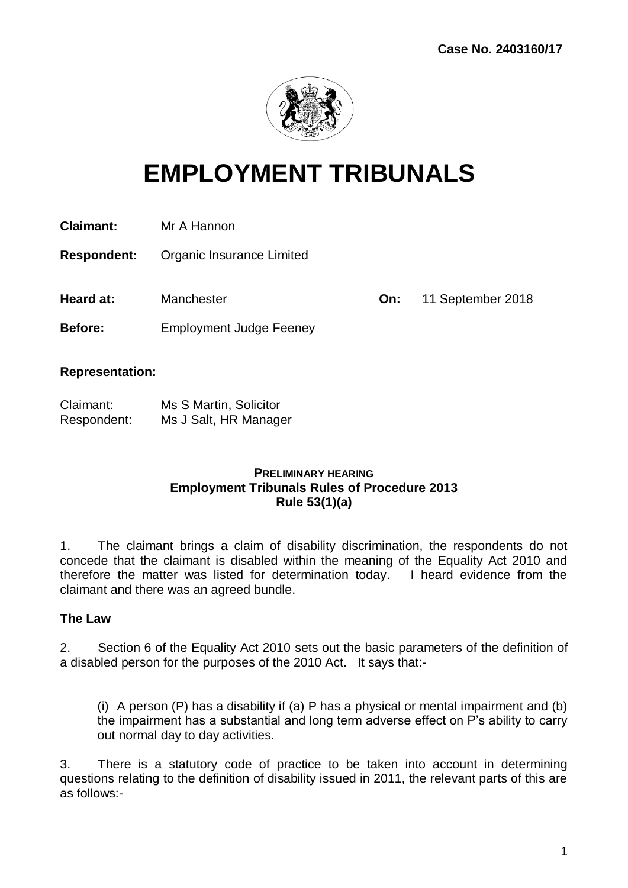Case No. 2403160/17

# EMPLOYMENT TRIBUNALS

**Claimant:** Mr A Hannon

**Respondent:** Organic Insurance Limited

**Heard at:** Manchester **On:** 11 September 2018

**Before:** Employment Judge Feeney

**Representation:**

Claimant: Ms S Martin, Solicitor
Respondent: Ms J Salt, HR Manager

**PRELIMINARY HEARING**
**Employment Tribunals Rules of Procedure 2013**
**Rule 53(1)(a)**

1. The claimant brings a claim of disability discrimination, the respondents do not concede that the claimant is disabled within the meaning of the Equality Act 2010 and therefore the matter was listed for determination today. I heard evidence from the claimant and there was an agreed bundle.

**The Law**

2. Section 6 of the Equality Act 2010 sets out the basic parameters of the definition of a disabled person for the purposes of the 2010 Act. It says that:-

> (i) A person (P) has a disability if (a) P has a physical or mental impairment and (b) the impairment has a substantial and long term adverse effect on P's ability to carry out normal day to day activities.

3. There is a statutory code of practice to be taken into account in determining questions relating to the definition of disability issued in 2011, the relevant parts of this are as follows:-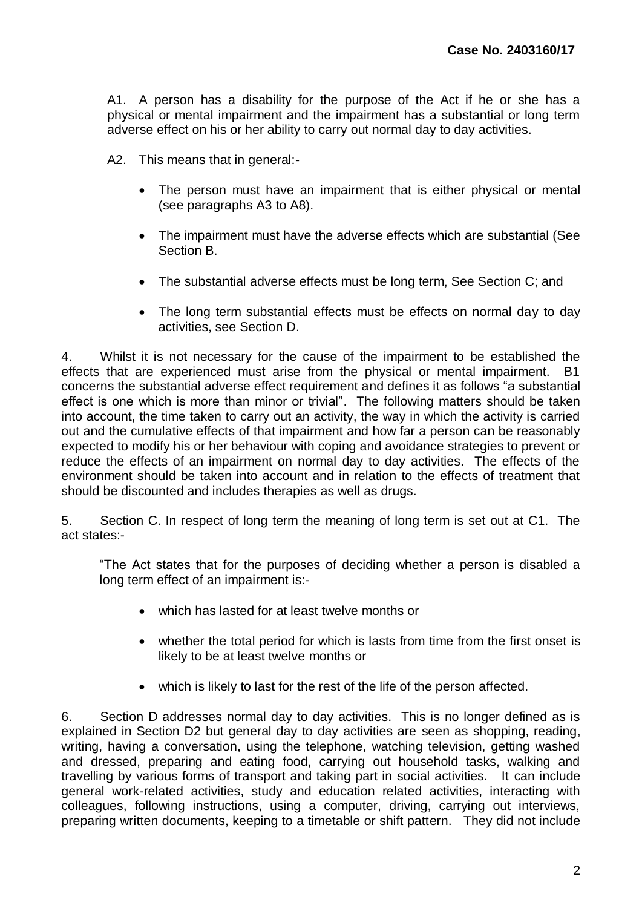A1. A person has a disability for the purpose of the Act if he or she has a physical or mental impairment and the impairment has a substantial or long term adverse effect on his or her ability to carry out normal day to day activities.

A2. This means that in general:-

- The person must have an impairment that is either physical or mental (see paragraphs A3 to A8).
- The impairment must have the adverse effects which are substantial (See Section B.
- The substantial adverse effects must be long term, See Section C; and
- The long term substantial effects must be effects on normal day to day activities, see Section D.

4. Whilst it is not necessary for the cause of the impairment to be established the effects that are experienced must arise from the physical or mental impairment. B1 concerns the substantial adverse effect requirement and defines it as follows "a substantial effect is one which is more than minor or trivial". The following matters should be taken into account, the time taken to carry out an activity, the way in which the activity is carried out and the cumulative effects of that impairment and how far a person can be reasonably expected to modify his or her behaviour with coping and avoidance strategies to prevent or reduce the effects of an impairment on normal day to day activities. The effects of the environment should be taken into account and in relation to the effects of treatment that should be discounted and includes therapies as well as drugs.

5. Section C. In respect of long term the meaning of long term is set out at C1. The act states:-

"The Act states that for the purposes of deciding whether a person is disabled a long term effect of an impairment is:-

- which has lasted for at least twelve months or
- whether the total period for which is lasts from time from the first onset is likely to be at least twelve months or
- which is likely to last for the rest of the life of the person affected.

6. Section D addresses normal day to day activities. This is no longer defined as is explained in Section D2 but general day to day activities are seen as shopping, reading, writing, having a conversation, using the telephone, watching television, getting washed and dressed, preparing and eating food, carrying out household tasks, walking and travelling by various forms of transport and taking part in social activities. It can include general work-related activities, study and education related activities, interacting with colleagues, following instructions, using a computer, driving, carrying out interviews, preparing written documents, keeping to a timetable or shift pattern. They did not include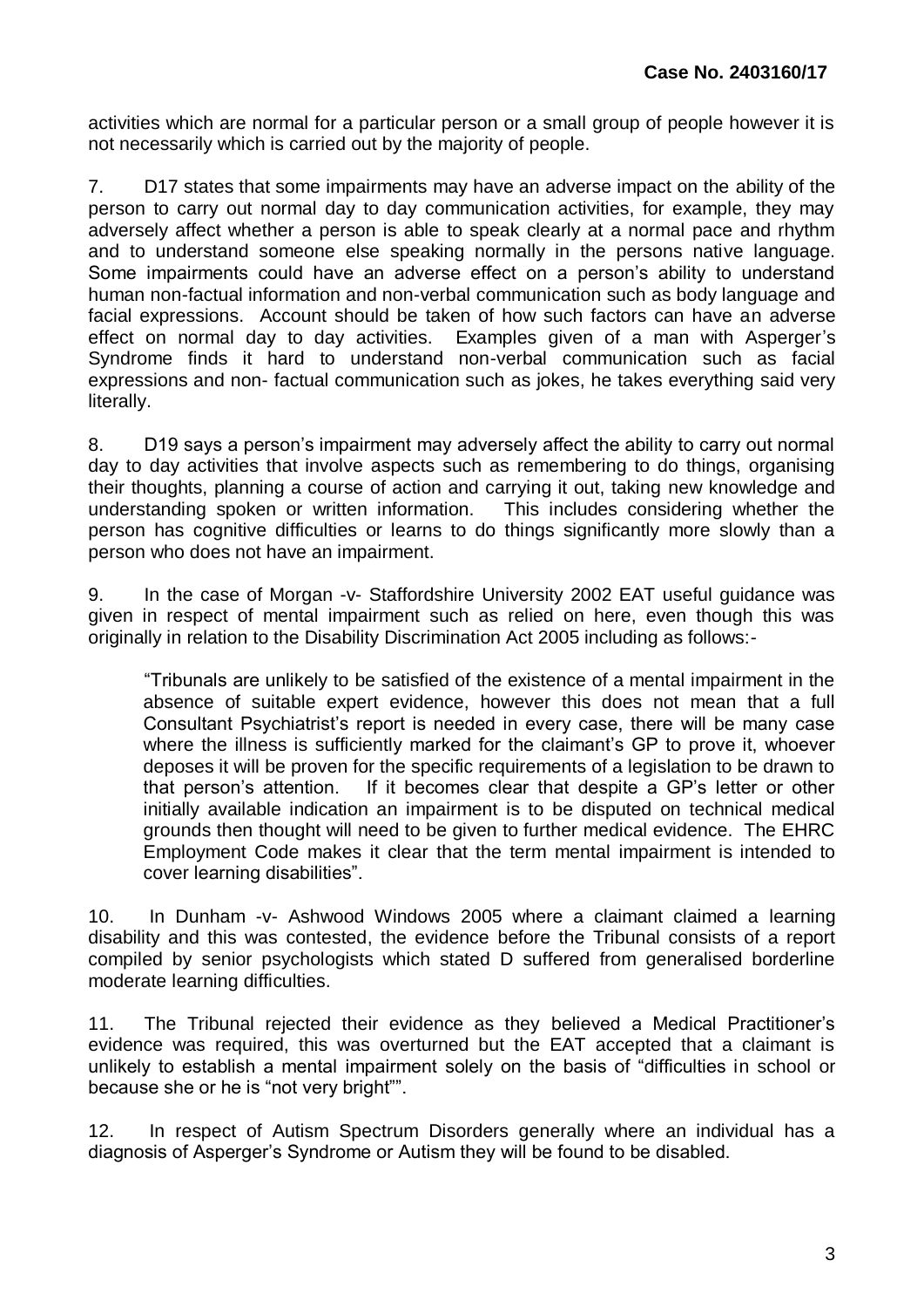activities which are normal for a particular person or a small group of people however it is not necessarily which is carried out by the majority of people.

7. D17 states that some impairments may have an adverse impact on the ability of the person to carry out normal day to day communication activities, for example, they may adversely affect whether a person is able to speak clearly at a normal pace and rhythm and to understand someone else speaking normally in the persons native language. Some impairments could have an adverse effect on a person's ability to understand human non-factual information and non-verbal communication such as body language and facial expressions. Account should be taken of how such factors can have an adverse effect on normal day to day activities. Examples given of a man with Asperger's Syndrome finds it hard to understand non-verbal communication such as facial expressions and non- factual communication such as jokes, he takes everything said very literally.

8. D19 says a person's impairment may adversely affect the ability to carry out normal day to day activities that involve aspects such as remembering to do things, organising their thoughts, planning a course of action and carrying it out, taking new knowledge and understanding spoken or written information. This includes considering whether the person has cognitive difficulties or learns to do things significantly more slowly than a person who does not have an impairment.

9. In the case of Morgan -v- Staffordshire University 2002 EAT useful guidance was given in respect of mental impairment such as relied on here, even though this was originally in relation to the Disability Discrimination Act 2005 including as follows:-

> "Tribunals are unlikely to be satisfied of the existence of a mental impairment in the absence of suitable expert evidence, however this does not mean that a full Consultant Psychiatrist's report is needed in every case, there will be many case where the illness is sufficiently marked for the claimant's GP to prove it, whoever deposes it will be proven for the specific requirements of a legislation to be drawn to that person's attention. If it becomes clear that despite a GP's letter or other initially available indication an impairment is to be disputed on technical medical grounds then thought will need to be given to further medical evidence. The EHRC Employment Code makes it clear that the term mental impairment is intended to cover learning disabilities".

10. In Dunham -v- Ashwood Windows 2005 where a claimant claimed a learning disability and this was contested, the evidence before the Tribunal consists of a report compiled by senior psychologists which stated D suffered from generalised borderline moderate learning difficulties.

11. The Tribunal rejected their evidence as they believed a Medical Practitioner's evidence was required, this was overturned but the EAT accepted that a claimant is unlikely to establish a mental impairment solely on the basis of "difficulties in school or because she or he is "not very bright"".

12. In respect of Autism Spectrum Disorders generally where an individual has a diagnosis of Asperger's Syndrome or Autism they will be found to be disabled.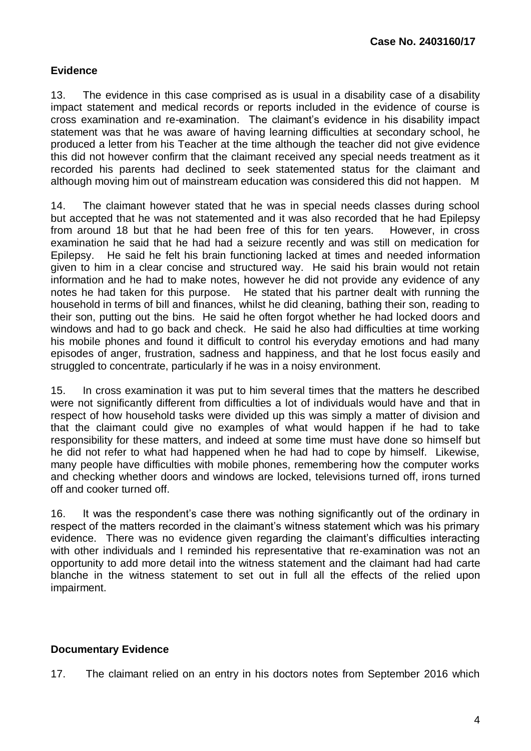## Evidence

13. The evidence in this case comprised as is usual in a disability case of a disability impact statement and medical records or reports included in the evidence of course is cross examination and re-examination. The claimant's evidence in his disability impact statement was that he was aware of having learning difficulties at secondary school, he produced a letter from his Teacher at the time although the teacher did not give evidence this did not however confirm that the claimant received any special needs treatment as it recorded his parents had declined to seek statemented status for the claimant and although moving him out of mainstream education was considered this did not happen. M

14. The claimant however stated that he was in special needs classes during school but accepted that he was not statemented and it was also recorded that he had Epilepsy from around 18 but that he had been free of this for ten years. However, in cross examination he said that he had had a seizure recently and was still on medication for Epilepsy. He said he felt his brain functioning lacked at times and needed information given to him in a clear concise and structured way. He said his brain would not retain information and he had to make notes, however he did not provide any evidence of any notes he had taken for this purpose. He stated that his partner dealt with running the household in terms of bill and finances, whilst he did cleaning, bathing their son, reading to their son, putting out the bins. He said he often forgot whether he had locked doors and windows and had to go back and check. He said he also had difficulties at time working his mobile phones and found it difficult to control his everyday emotions and had many episodes of anger, frustration, sadness and happiness, and that he lost focus easily and struggled to concentrate, particularly if he was in a noisy environment.

15. In cross examination it was put to him several times that the matters he described were not significantly different from difficulties a lot of individuals would have and that in respect of how household tasks were divided up this was simply a matter of division and that the claimant could give no examples of what would happen if he had to take responsibility for these matters, and indeed at some time must have done so himself but he did not refer to what had happened when he had had to cope by himself. Likewise, many people have difficulties with mobile phones, remembering how the computer works and checking whether doors and windows are locked, televisions turned off, irons turned off and cooker turned off.

16. It was the respondent's case there was nothing significantly out of the ordinary in respect of the matters recorded in the claimant's witness statement which was his primary evidence. There was no evidence given regarding the claimant's difficulties interacting with other individuals and I reminded his representative that re-examination was not an opportunity to add more detail into the witness statement and the claimant had had carte blanche in the witness statement to set out in full all the effects of the relied upon impairment.

## Documentary Evidence

17. The claimant relied on an entry in his doctors notes from September 2016 which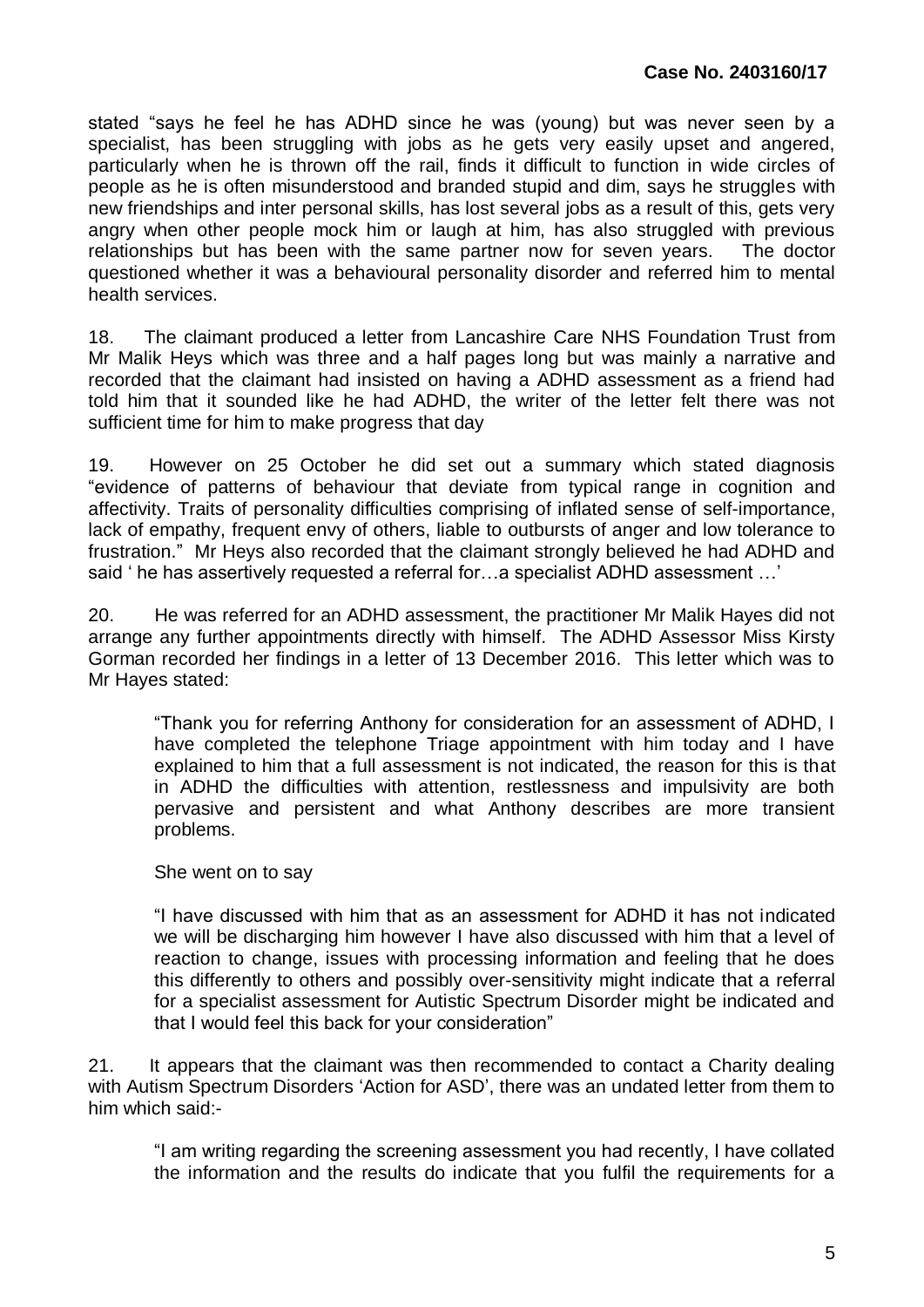stated "says he feel he has ADHD since he was (young) but was never seen by a specialist, has been struggling with jobs as he gets very easily upset and angered, particularly when he is thrown off the rail, finds it difficult to function in wide circles of people as he is often misunderstood and branded stupid and dim, says he struggles with new friendships and inter personal skills, has lost several jobs as a result of this, gets very angry when other people mock him or laugh at him, has also struggled with previous relationships but has been with the same partner now for seven years. The doctor questioned whether it was a behavioural personality disorder and referred him to mental health services.

18. The claimant produced a letter from Lancashire Care NHS Foundation Trust from Mr Malik Heys which was three and a half pages long but was mainly a narrative and recorded that the claimant had insisted on having a ADHD assessment as a friend had told him that it sounded like he had ADHD, the writer of the letter felt there was not sufficient time for him to make progress that day

19. However on 25 October he did set out a summary which stated diagnosis "evidence of patterns of behaviour that deviate from typical range in cognition and affectivity. Traits of personality difficulties comprising of inflated sense of self-importance, lack of empathy, frequent envy of others, liable to outbursts of anger and low tolerance to frustration." Mr Heys also recorded that the claimant strongly believed he had ADHD and said ' he has assertively requested a referral for…a specialist ADHD assessment …'

20. He was referred for an ADHD assessment, the practitioner Mr Malik Hayes did not arrange any further appointments directly with himself. The ADHD Assessor Miss Kirsty Gorman recorded her findings in a letter of 13 December 2016. This letter which was to Mr Hayes stated:

> "Thank you for referring Anthony for consideration for an assessment of ADHD, I have completed the telephone Triage appointment with him today and I have explained to him that a full assessment is not indicated, the reason for this is that in ADHD the difficulties with attention, restlessness and impulsivity are both pervasive and persistent and what Anthony describes are more transient problems.
>
> She went on to say
>
> "I have discussed with him that as an assessment for ADHD it has not indicated we will be discharging him however I have also discussed with him that a level of reaction to change, issues with processing information and feeling that he does this differently to others and possibly over-sensitivity might indicate that a referral for a specialist assessment for Autistic Spectrum Disorder might be indicated and that I would feel this back for your consideration"

21. It appears that the claimant was then recommended to contact a Charity dealing with Autism Spectrum Disorders 'Action for ASD', there was an undated letter from them to him which said:-

> "I am writing regarding the screening assessment you had recently, I have collated the information and the results do indicate that you fulfil the requirements for a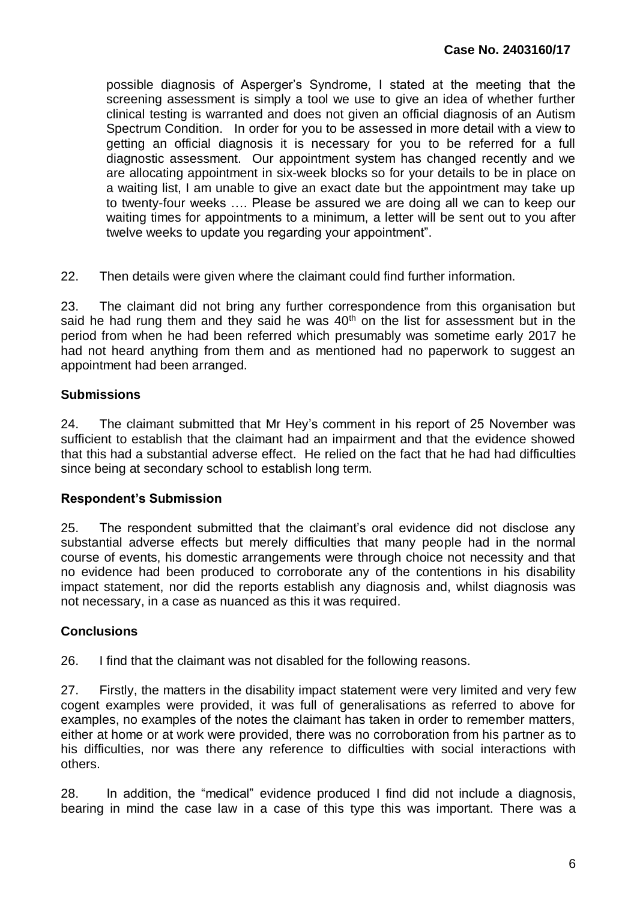possible diagnosis of Asperger's Syndrome, I stated at the meeting that the screening assessment is simply a tool we use to give an idea of whether further clinical testing is warranted and does not given an official diagnosis of an Autism Spectrum Condition. In order for you to be assessed in more detail with a view to getting an official diagnosis it is necessary for you to be referred for a full diagnostic assessment. Our appointment system has changed recently and we are allocating appointment in six-week blocks so for your details to be in place on a waiting list, I am unable to give an exact date but the appointment may take up to twenty-four weeks …. Please be assured we are doing all we can to keep our waiting times for appointments to a minimum, a letter will be sent out to you after twelve weeks to update you regarding your appointment".

22. Then details were given where the claimant could find further information.

23. The claimant did not bring any further correspondence from this organisation but said he had rung them and they said he was 40th on the list for assessment but in the period from when he had been referred which presumably was sometime early 2017 he had not heard anything from them and as mentioned had no paperwork to suggest an appointment had been arranged.

## Submissions

24. The claimant submitted that Mr Hey's comment in his report of 25 November was sufficient to establish that the claimant had an impairment and that the evidence showed that this had a substantial adverse effect. He relied on the fact that he had had difficulties since being at secondary school to establish long term.

## Respondent's Submission

25. The respondent submitted that the claimant's oral evidence did not disclose any substantial adverse effects but merely difficulties that many people had in the normal course of events, his domestic arrangements were through choice not necessity and that no evidence had been produced to corroborate any of the contentions in his disability impact statement, nor did the reports establish any diagnosis and, whilst diagnosis was not necessary, in a case as nuanced as this it was required.

## Conclusions

26. I find that the claimant was not disabled for the following reasons.

27. Firstly, the matters in the disability impact statement were very limited and very few cogent examples were provided, it was full of generalisations as referred to above for examples, no examples of the notes the claimant has taken in order to remember matters, either at home or at work were provided, there was no corroboration from his partner as to his difficulties, nor was there any reference to difficulties with social interactions with others.

28. In addition, the "medical" evidence produced I find did not include a diagnosis, bearing in mind the case law in a case of this type this was important. There was a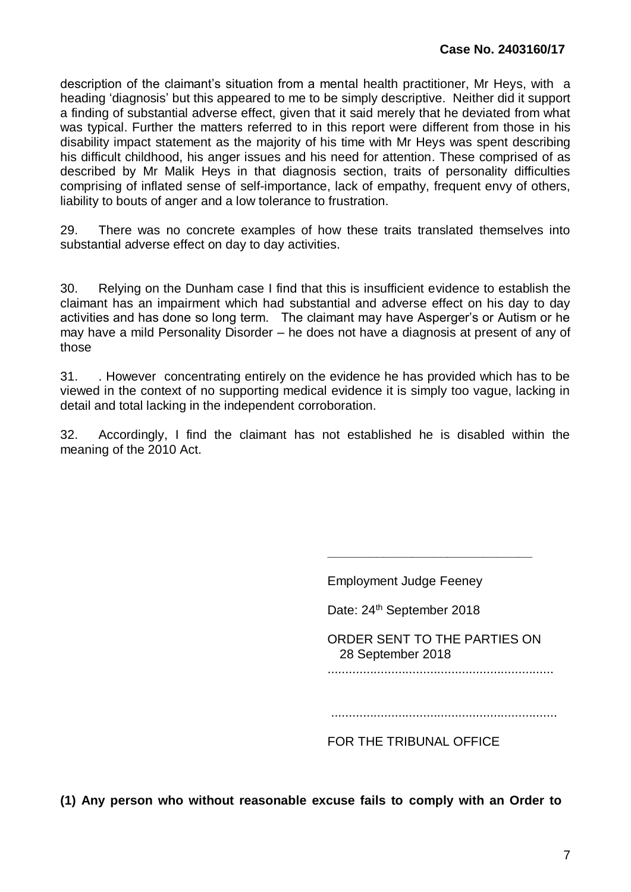description of the claimant's situation from a mental health practitioner, Mr Heys, with a heading 'diagnosis' but this appeared to me to be simply descriptive. Neither did it support a finding of substantial adverse effect, given that it said merely that he deviated from what was typical. Further the matters referred to in this report were different from those in his disability impact statement as the majority of his time with Mr Heys was spent describing his difficult childhood, his anger issues and his need for attention. These comprised of as described by Mr Malik Heys in that diagnosis section, traits of personality difficulties comprising of inflated sense of self-importance, lack of empathy, frequent envy of others, liability to bouts of anger and a low tolerance to frustration.

29. There was no concrete examples of how these traits translated themselves into substantial adverse effect on day to day activities.

30. Relying on the Dunham case I find that this is insufficient evidence to establish the claimant has an impairment which had substantial and adverse effect on his day to day activities and has done so long term. The claimant may have Asperger's or Autism or he may have a mild Personality Disorder – he does not have a diagnosis at present of any of those

31. . However concentrating entirely on the evidence he has provided which has to be viewed in the context of no supporting medical evidence it is simply too vague, lacking in detail and total lacking in the independent corroboration.

32. Accordingly, I find the claimant has not established he is disabled within the meaning of the 2010 Act.

\_\_\_\_\_\_\_\_\_\_\_\_\_\_\_\_\_\_\_\_\_\_\_\_\_\_\_\_\_\_

Employment Judge Feeney

Date: 24th September 2018

ORDER SENT TO THE PARTIES ON
28 September 2018

................................................................

................................................................

FOR THE TRIBUNAL OFFICE

**(1) Any person who without reasonable excuse fails to comply with an Order to**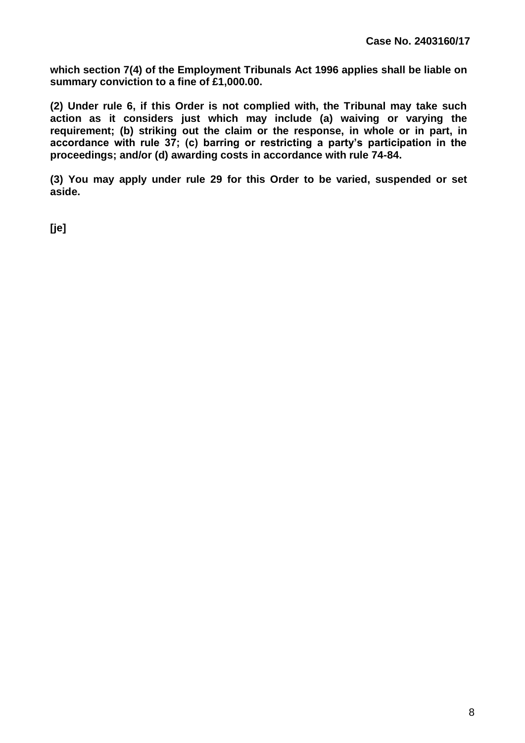**which section 7(4) of the Employment Tribunals Act 1996 applies shall be liable on summary conviction to a fine of £1,000.00.**

**(2) Under rule 6, if this Order is not complied with, the Tribunal may take such action as it considers just which may include (a) waiving or varying the requirement; (b) striking out the claim or the response, in whole or in part, in accordance with rule 37; (c) barring or restricting a party's participation in the proceedings; and/or (d) awarding costs in accordance with rule 74-84.**

**(3) You may apply under rule 29 for this Order to be varied, suspended or set aside.**

**[je]**